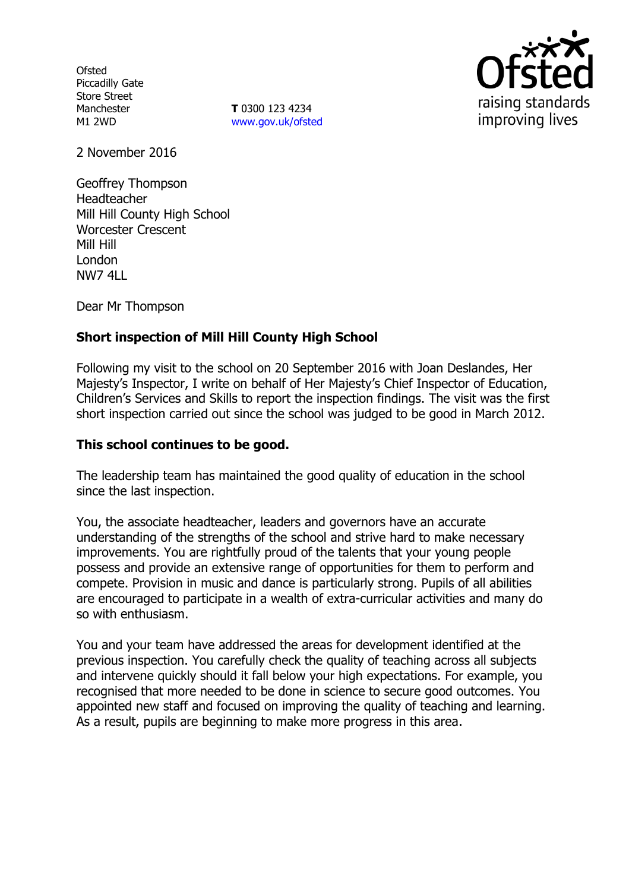Ofsted
Piccadilly Gate
Store Street
Manchester
M1 2WD

**T** 0300 123 4234
www.gov.uk/ofsted

Ofsted raising standards improving lives

2 November 2016

Geoffrey Thompson
Headteacher
Mill Hill County High School
Worcester Crescent
Mill Hill
London
NW7 4LL

Dear Mr Thompson

**Short inspection of Mill Hill County High School**

Following my visit to the school on 20 September 2016 with Joan Deslandes, Her Majesty's Inspector, I write on behalf of Her Majesty's Chief Inspector of Education, Children's Services and Skills to report the inspection findings. The visit was the first short inspection carried out since the school was judged to be good in March 2012.

**This school continues to be good.**

The leadership team has maintained the good quality of education in the school since the last inspection.

You, the associate headteacher, leaders and governors have an accurate understanding of the strengths of the school and strive hard to make necessary improvements. You are rightfully proud of the talents that your young people possess and provide an extensive range of opportunities for them to perform and compete. Provision in music and dance is particularly strong. Pupils of all abilities are encouraged to participate in a wealth of extra-curricular activities and many do so with enthusiasm.

You and your team have addressed the areas for development identified at the previous inspection. You carefully check the quality of teaching across all subjects and intervene quickly should it fall below your high expectations. For example, you recognised that more needed to be done in science to secure good outcomes. You appointed new staff and focused on improving the quality of teaching and learning. As a result, pupils are beginning to make more progress in this area.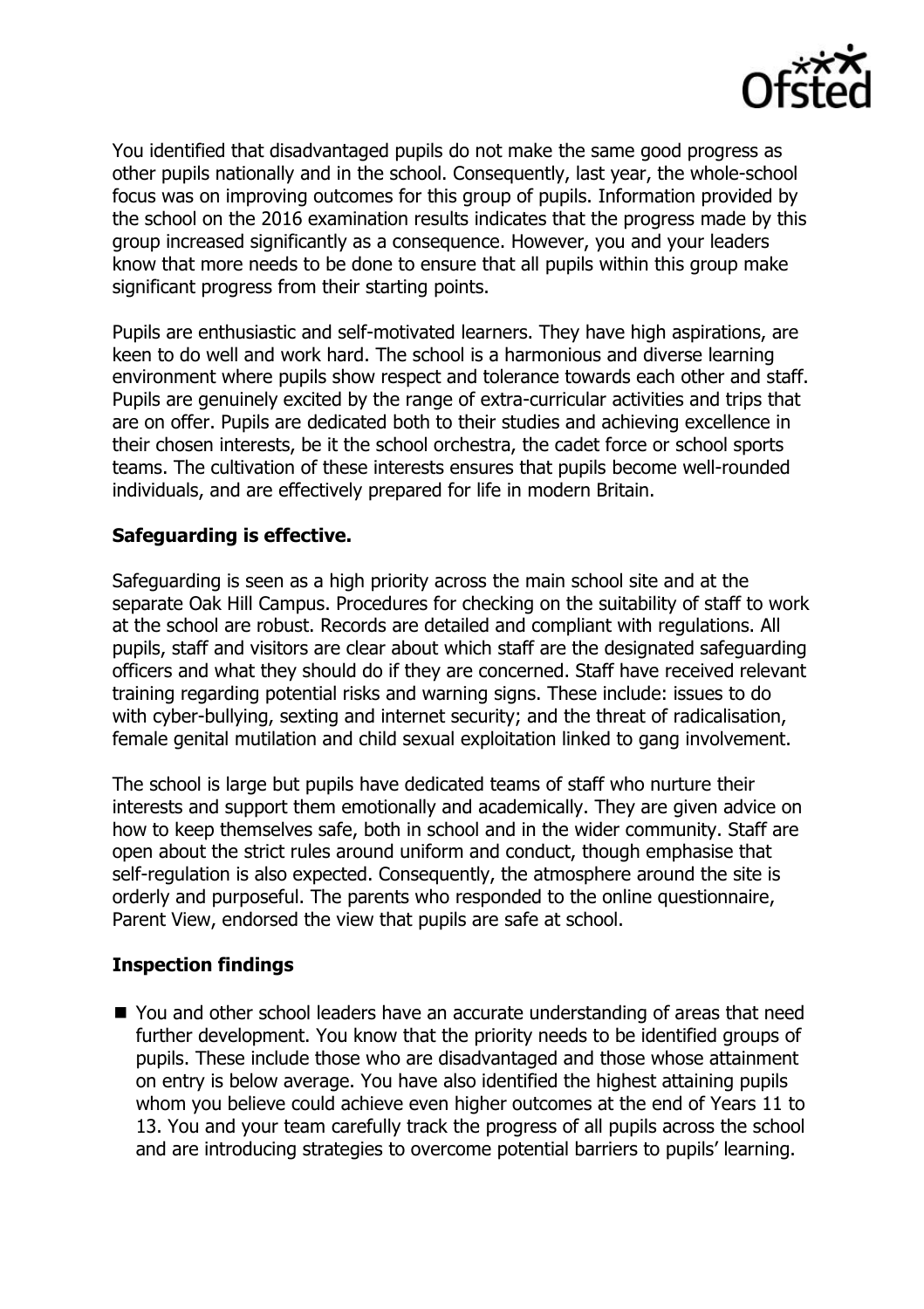You identified that disadvantaged pupils do not make the same good progress as other pupils nationally and in the school. Consequently, last year, the whole-school focus was on improving outcomes for this group of pupils. Information provided by the school on the 2016 examination results indicates that the progress made by this group increased significantly as a consequence. However, you and your leaders know that more needs to be done to ensure that all pupils within this group make significant progress from their starting points.

Pupils are enthusiastic and self-motivated learners. They have high aspirations, are keen to do well and work hard. The school is a harmonious and diverse learning environment where pupils show respect and tolerance towards each other and staff. Pupils are genuinely excited by the range of extra-curricular activities and trips that are on offer. Pupils are dedicated both to their studies and achieving excellence in their chosen interests, be it the school orchestra, the cadet force or school sports teams. The cultivation of these interests ensures that pupils become well-rounded individuals, and are effectively prepared for life in modern Britain.

**Safeguarding is effective.**

Safeguarding is seen as a high priority across the main school site and at the separate Oak Hill Campus. Procedures for checking on the suitability of staff to work at the school are robust. Records are detailed and compliant with regulations. All pupils, staff and visitors are clear about which staff are the designated safeguarding officers and what they should do if they are concerned. Staff have received relevant training regarding potential risks and warning signs. These include: issues to do with cyber-bullying, sexting and internet security; and the threat of radicalisation, female genital mutilation and child sexual exploitation linked to gang involvement.

The school is large but pupils have dedicated teams of staff who nurture their interests and support them emotionally and academically. They are given advice on how to keep themselves safe, both in school and in the wider community. Staff are open about the strict rules around uniform and conduct, though emphasise that self-regulation is also expected. Consequently, the atmosphere around the site is orderly and purposeful. The parents who responded to the online questionnaire, Parent View, endorsed the view that pupils are safe at school.

## Inspection findings

- You and other school leaders have an accurate understanding of areas that need further development. You know that the priority needs to be identified groups of pupils. These include those who are disadvantaged and those whose attainment on entry is below average. You have also identified the highest attaining pupils whom you believe could achieve even higher outcomes at the end of Years 11 to 13. You and your team carefully track the progress of all pupils across the school and are introducing strategies to overcome potential barriers to pupils' learning.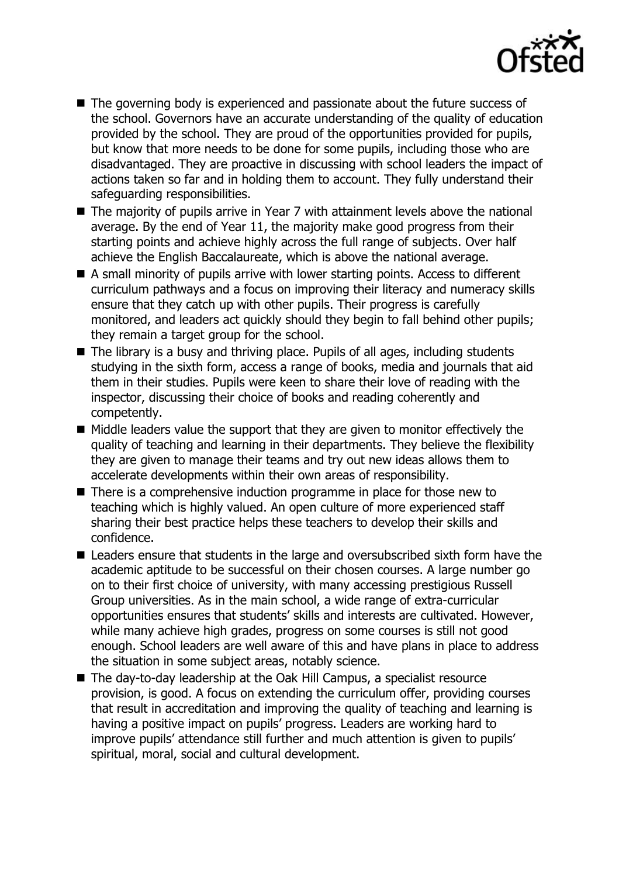- The governing body is experienced and passionate about the future success of the school. Governors have an accurate understanding of the quality of education provided by the school. They are proud of the opportunities provided for pupils, but know that more needs to be done for some pupils, including those who are disadvantaged. They are proactive in discussing with school leaders the impact of actions taken so far and in holding them to account. They fully understand their safeguarding responsibilities.
- The majority of pupils arrive in Year 7 with attainment levels above the national average. By the end of Year 11, the majority make good progress from their starting points and achieve highly across the full range of subjects. Over half achieve the English Baccalaureate, which is above the national average.
- A small minority of pupils arrive with lower starting points. Access to different curriculum pathways and a focus on improving their literacy and numeracy skills ensure that they catch up with other pupils. Their progress is carefully monitored, and leaders act quickly should they begin to fall behind other pupils; they remain a target group for the school.
- The library is a busy and thriving place. Pupils of all ages, including students studying in the sixth form, access a range of books, media and journals that aid them in their studies. Pupils were keen to share their love of reading with the inspector, discussing their choice of books and reading coherently and competently.
- Middle leaders value the support that they are given to monitor effectively the quality of teaching and learning in their departments. They believe the flexibility they are given to manage their teams and try out new ideas allows them to accelerate developments within their own areas of responsibility.
- There is a comprehensive induction programme in place for those new to teaching which is highly valued. An open culture of more experienced staff sharing their best practice helps these teachers to develop their skills and confidence.
- Leaders ensure that students in the large and oversubscribed sixth form have the academic aptitude to be successful on their chosen courses. A large number go on to their first choice of university, with many accessing prestigious Russell Group universities. As in the main school, a wide range of extra-curricular opportunities ensures that students' skills and interests are cultivated. However, while many achieve high grades, progress on some courses is still not good enough. School leaders are well aware of this and have plans in place to address the situation in some subject areas, notably science.
- The day-to-day leadership at the Oak Hill Campus, a specialist resource provision, is good. A focus on extending the curriculum offer, providing courses that result in accreditation and improving the quality of teaching and learning is having a positive impact on pupils' progress. Leaders are working hard to improve pupils' attendance still further and much attention is given to pupils' spiritual, moral, social and cultural development.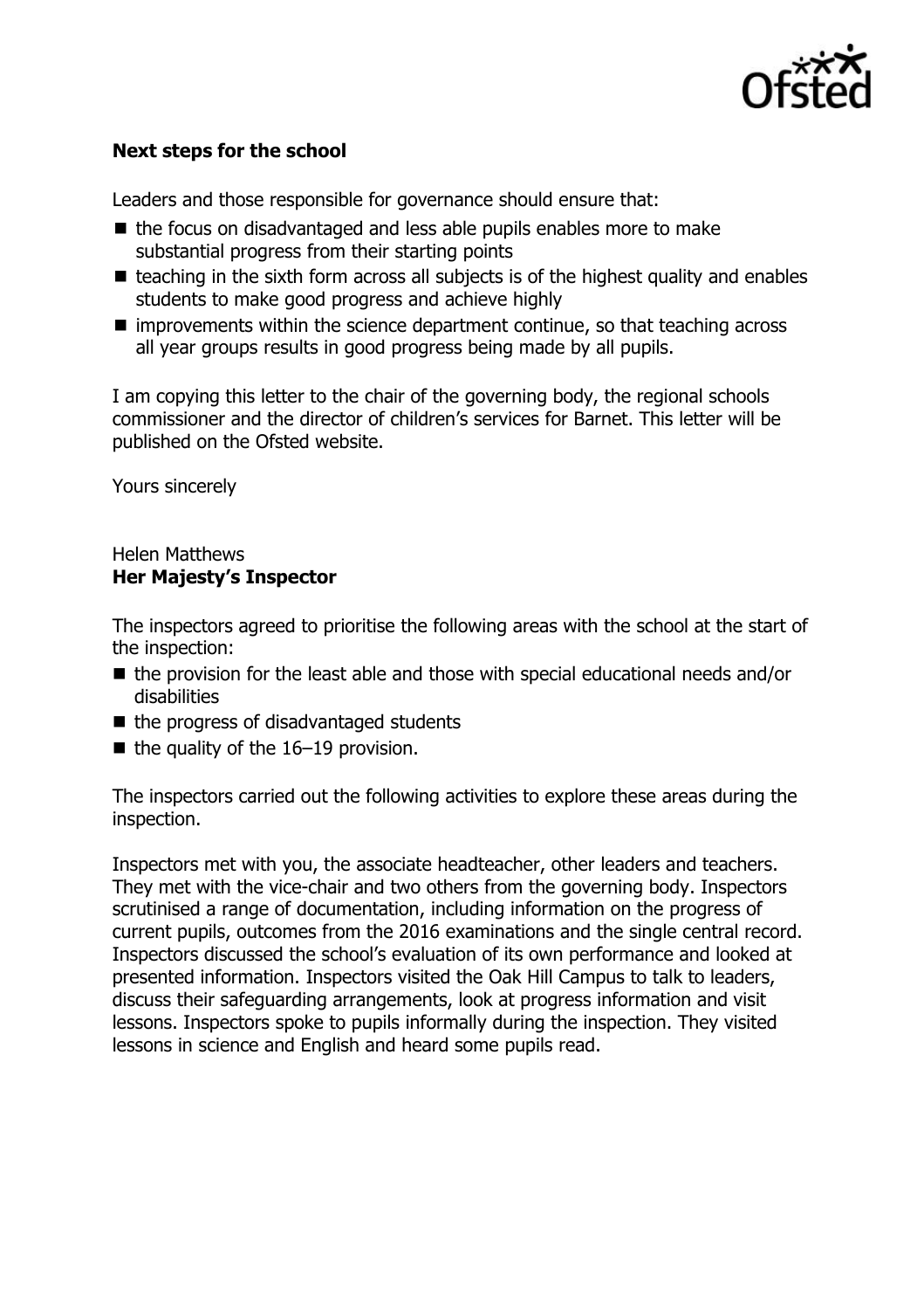**Next steps for the school**

Leaders and those responsible for governance should ensure that:

- the focus on disadvantaged and less able pupils enables more to make substantial progress from their starting points
- teaching in the sixth form across all subjects is of the highest quality and enables students to make good progress and achieve highly
- improvements within the science department continue, so that teaching across all year groups results in good progress being made by all pupils.

I am copying this letter to the chair of the governing body, the regional schools commissioner and the director of children's services for Barnet. This letter will be published on the Ofsted website.

Yours sincerely

Helen Matthews
**Her Majesty's Inspector**

The inspectors agreed to prioritise the following areas with the school at the start of the inspection:

- the provision for the least able and those with special educational needs and/or disabilities
- the progress of disadvantaged students
- the quality of the 16–19 provision.

The inspectors carried out the following activities to explore these areas during the inspection.

Inspectors met with you, the associate headteacher, other leaders and teachers. They met with the vice-chair and two others from the governing body. Inspectors scrutinised a range of documentation, including information on the progress of current pupils, outcomes from the 2016 examinations and the single central record. Inspectors discussed the school's evaluation of its own performance and looked at presented information. Inspectors visited the Oak Hill Campus to talk to leaders, discuss their safeguarding arrangements, look at progress information and visit lessons. Inspectors spoke to pupils informally during the inspection. They visited lessons in science and English and heard some pupils read.